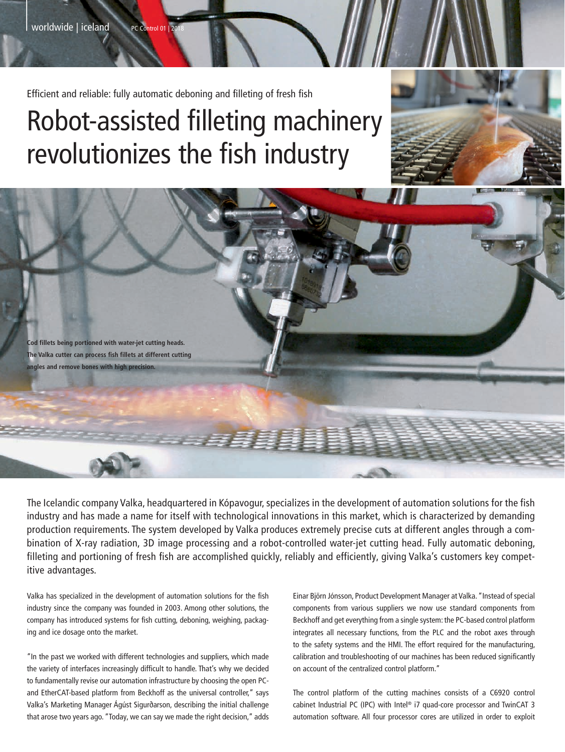Efficient and reliable: fully automatic deboning and filleting of fresh fish

# Robot-assisted filleting machinery revolutionizes the fish industry

**Cod fillets being portioned with water-jet cutting heads. The Valka cutter can process fish fillets at different cutting angles and remove bones with high precision.**

The Icelandic company Valka, headquartered in Kópavogur, specializes in the development of automation solutions for the fish industry and has made a name for itself with technological innovations in this market, which is characterized by demanding production requirements. The system developed by Valka produces extremely precise cuts at different angles through a combination of X-ray radiation, 3D image processing and a robot-controlled water-jet cutting head. Fully automatic deboning, filleting and portioning of fresh fish are accomplished quickly, reliably and efficiently, giving Valka's customers key competitive advantages.

Valka has specialized in the development of automation solutions for the fish industry since the company was founded in 2003. Among other solutions, the company has introduced systems for fish cutting, deboning, weighing, packaging and ice dosage onto the market.

"In the past we worked with different technologies and suppliers, which made the variety of interfaces increasingly difficult to handle. That's why we decided to fundamentally revise our automation infrastructure by choosing the open PC- and EtherCAT-based platform from Beckhoff as the universal controller," says Valka's Marketing Manager Ágúst Sigurðarson, describing the initial challenge that arose two years ago. "Today, we can say we made the right decision," adds Einar Björn Jónsson, Product Development Manager at Valka. "Instead of special components from various suppliers we now use standard components from Beckhoff and get everything from a single system: the PC-based control platform integrates all necessary functions, from the PLC and the robot axes through to the safety systems and the HMI. The effort required for the manufacturing, calibration and troubleshooting of our machines has been reduced significantly on account of the centralized control platform."

The control platform of the cutting machines consists of a C6920 control cabinet Industrial PC (IPC) with Intel® i7 quad-core processor and TwinCAT 3 automation software. All four processor cores are utilized in order to exploit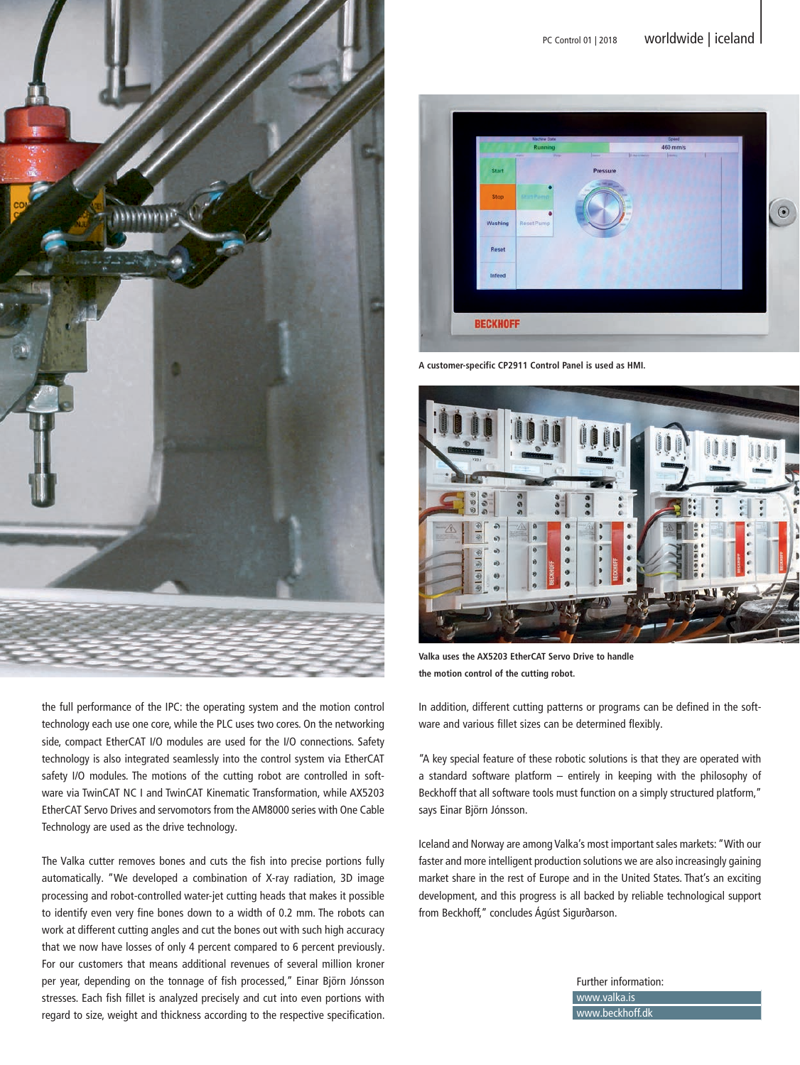the full performance of the IPC: the operating system and the motion control technology each use one core, while the PLC uses two cores. On the networking side, compact EtherCAT I/O modules are used for the I/O connections. Safety technology is also integrated seamlessly into the control system via EtherCAT safety I/O modules. The motions of the cutting robot are controlled in software via TwinCAT NC I and TwinCAT Kinematic Transformation, while AX5203 EtherCAT Servo Drives and servomotors from the AM8000 series with One Cable Technology are used as the drive technology.

The Valka cutter removes bones and cuts the fish into precise portions fully automatically. "We developed a combination of X-ray radiation, 3D image processing and robot-controlled water-jet cutting heads that makes it possible to identify even very fine bones down to a width of 0.2 mm. The robots can work at different cutting angles and cut the bones out with such high accuracy that we now have losses of only 4 percent compared to 6 percent previously. For our customers that means additional revenues of several million kroner per year, depending on the tonnage of fish processed," Einar Björn Jónsson stresses. Each fish fillet is analyzed precisely and cut into even portions with regard to size, weight and thickness according to the respective specification.

**A customer-specific CP2911 Control Panel is used as HMI.**

**Valka uses the AX5203 EtherCAT Servo Drive to handle the motion control of the cutting robot.**

In addition, different cutting patterns or programs can be defined in the software and various fillet sizes can be determined flexibly.

"A key special feature of these robotic solutions is that they are operated with a standard software platform – entirely in keeping with the philosophy of Beckhoff that all software tools must function on a simply structured platform," says Einar Björn Jónsson.

Iceland and Norway are among Valka's most important sales markets: "With our faster and more intelligent production solutions we are also increasingly gaining market share in the rest of Europe and in the United States. That's an exciting development, and this progress is all backed by reliable technological support from Beckhoff," concludes Ágúst Sigurðarson.

Further information:
www.valka.is
www.beckhoff.dk